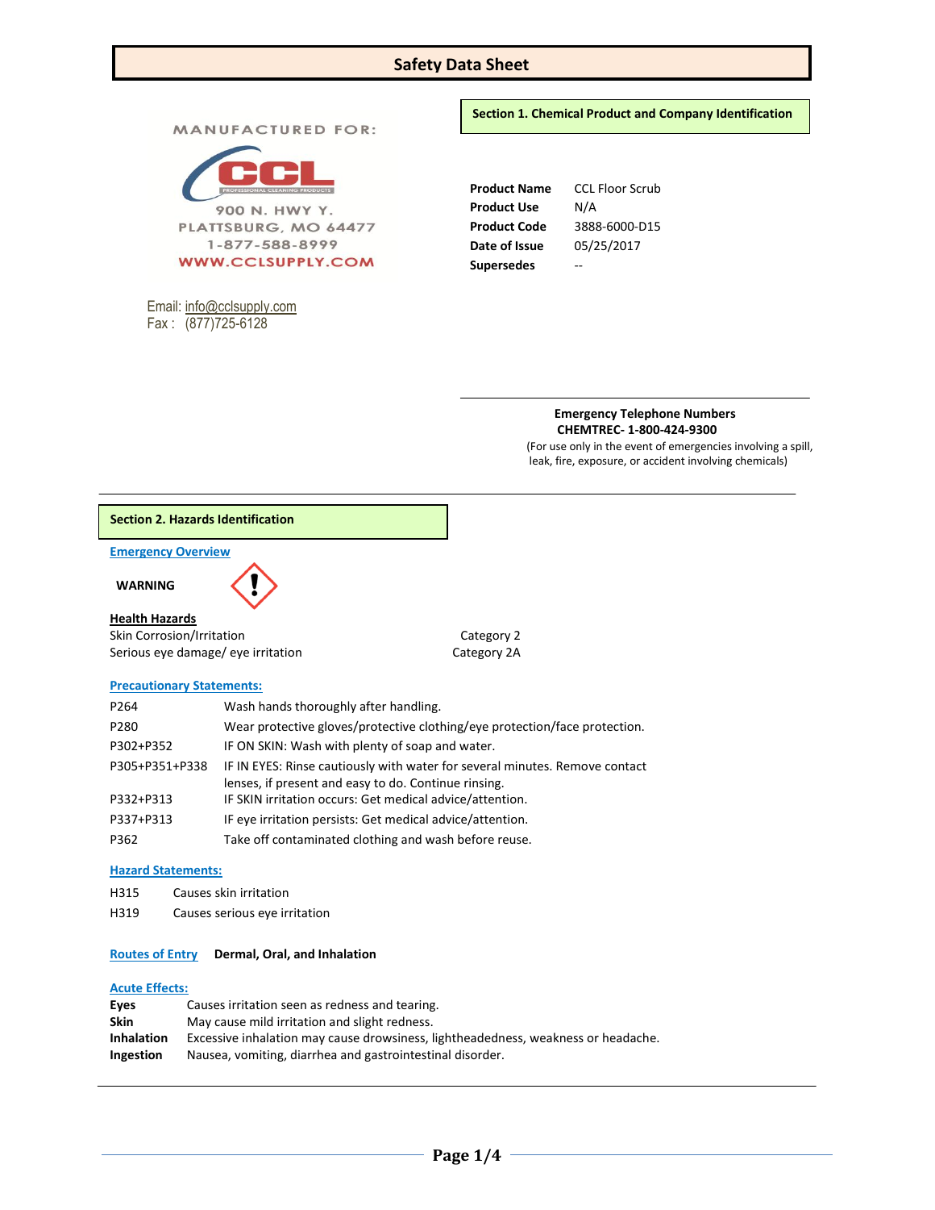# Safety Data Sheet

MANUFACTURED FOR:

CCL PROFESSIONAL CLEANING PRODUCTS

900 N. HWY Y.
PLATTSBURG, MO 64477
1-877-588-8999
WWW.CCLSUPPLY.COM

Email: info@cclsupply.com
Fax : (877)725-6128

## Section 1. Chemical Product and Company Identification

| | |
|---|---|
| **Product Name** | CCL Floor Scrub |
| **Product Use** | N/A |
| **Product Code** | 3888-6000-D15 |
| **Date of Issue** | 05/25/2017 |
| **Supersedes** | -- |

**Emergency Telephone Numbers**
**CHEMTREC- 1-800-424-9300**
(For use only in the event of emergencies involving a spill, leak, fire, exposure, or accident involving chemicals)

## Section 2. Hazards Identification

**Emergency Overview**

**WARNING**

**Health Hazards**

| | |
|---|---|
| Skin Corrosion/Irritation | Category 2 |
| Serious eye damage/ eye irritation | Category 2A |

**Precautionary Statements:**

| | |
|---|---|
| P264 | Wash hands thoroughly after handling. |
| P280 | Wear protective gloves/protective clothing/eye protection/face protection. |
| P302+P352 | IF ON SKIN: Wash with plenty of soap and water. |
| P305+P351+P338 | IF IN EYES: Rinse cautiously with water for several minutes. Remove contact lenses, if present and easy to do. Continue rinsing. |
| P332+P313 | IF SKIN irritation occurs: Get medical advice/attention. |
| P337+P313 | IF eye irritation persists: Get medical advice/attention. |
| P362 | Take off contaminated clothing and wash before reuse. |

**Hazard Statements:**

| | |
|---|---|
| H315 | Causes skin irritation |
| H319 | Causes serious eye irritation |

**Routes of Entry** **Dermal, Oral, and Inhalation**

**Acute Effects:**

| | |
|---|---|
| **Eyes** | Causes irritation seen as redness and tearing. |
| **Skin** | May cause mild irritation and slight redness. |
| **Inhalation** | Excessive inhalation may cause drowsiness, lightheadedness, weakness or headache. |
| **Ingestion** | Nausea, vomiting, diarrhea and gastrointestinal disorder. |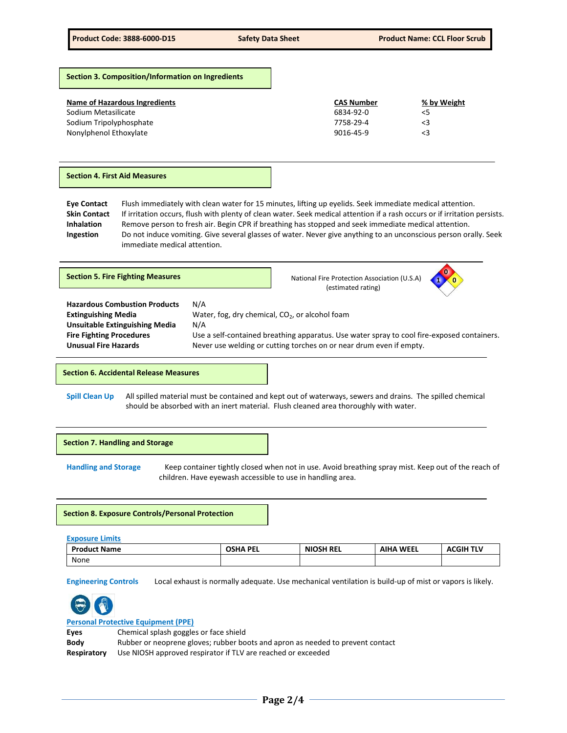## Section 3. Composition/Information on Ingredients

| Name of Hazardous Ingredients | CAS Number | % by Weight |
|---|---|---|
| Sodium Metasilicate | 6834-92-0 | <5 |
| Sodium Tripolyphosphate | 7758-29-4 | <3 |
| Nonylphenol Ethoxylate | 9016-45-9 | <3 |

## Section 4. First Aid Measures

**Eye Contact** Flush immediately with clean water for 15 minutes, lifting up eyelids. Seek immediate medical attention.

**Skin Contact** If irritation occurs, flush with plenty of clean water. Seek medical attention if a rash occurs or if irritation persists.

**Inhalation** Remove person to fresh air. Begin CPR if breathing has stopped and seek immediate medical attention.

**Ingestion** Do not induce vomiting. Give several glasses of water. Never give anything to an unconscious person orally. Seek immediate medical attention.

## Section 5. Fire Fighting Measures

National Fire Protection Association (U.S.A) (estimated rating)

Health: 1, Flammability: 0, Reactivity: 0

**Hazardous Combustion Products** N/A

**Extinguishing Media** Water, fog, dry chemical, $CO_2$, or alcohol foam

**Unsuitable Extinguishing Media** N/A

**Fire Fighting Procedures** Use a self-contained breathing apparatus. Use water spray to cool fire-exposed containers.

**Unusual Fire Hazards** Never use welding or cutting torches on or near drum even if empty.

## Section 6. Accidental Release Measures

**Spill Clean Up** All spilled material must be contained and kept out of waterways, sewers and drains. The spilled chemical should be absorbed with an inert material. Flush cleaned area thoroughly with water.

## Section 7. Handling and Storage

**Handling and Storage** Keep container tightly closed when not in use. Avoid breathing spray mist. Keep out of the reach of children. Have eyewash accessible to use in handling area.

## Section 8. Exposure Controls/Personal Protection

**Exposure Limits**

| Product Name | OSHA PEL | NIOSH REL | AIHA WEEL | ACGIH TLV |
|---|---|---|---|---|
| None | | | | |

**Engineering Controls** Local exhaust is normally adequate. Use mechanical ventilation is build-up of mist or vapors is likely.

**Personal Protective Equipment (PPE)**

**Eyes** Chemical splash goggles or face shield

**Body** Rubber or neoprene gloves; rubber boots and apron as needed to prevent contact

**Respiratory** Use NIOSH approved respirator if TLV are reached or exceeded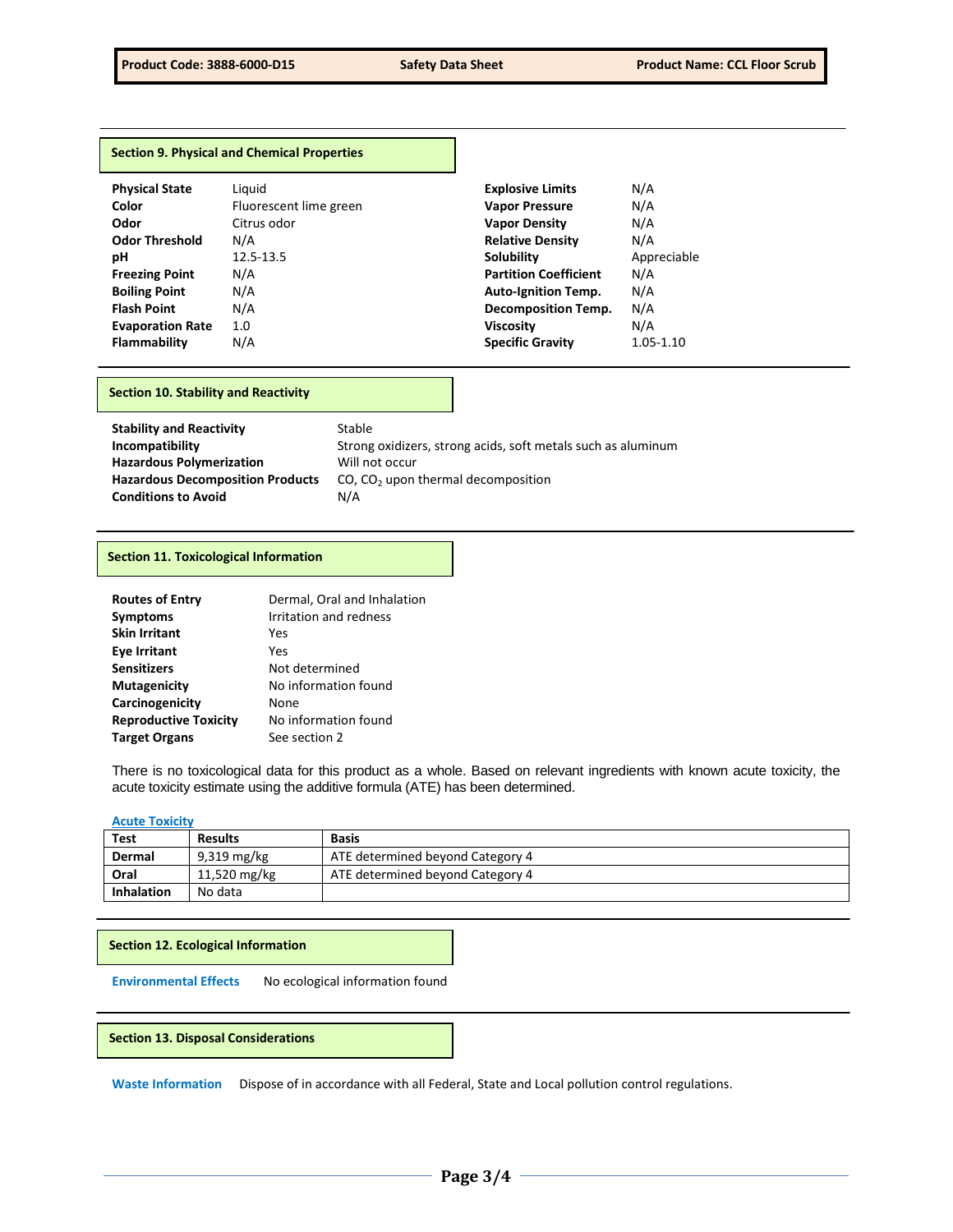## Section 9. Physical and Chemical Properties

| | |
|---|---|
| **Physical State** | Liquid |
| **Color** | Fluorescent lime green |
| **Odor** | Citrus odor |
| **Odor Threshold** | N/A |
| **pH** | 12.5-13.5 |
| **Freezing Point** | N/A |
| **Boiling Point** | N/A |
| **Flash Point** | N/A |
| **Evaporation Rate** | 1.0 |
| **Flammability** | N/A |
| **Explosive Limits** | N/A |
| **Vapor Pressure** | N/A |
| **Vapor Density** | N/A |
| **Relative Density** | N/A |
| **Solubility** | Appreciable |
| **Partition Coefficient** | N/A |
| **Auto-Ignition Temp.** | N/A |
| **Decomposition Temp.** | N/A |
| **Viscosity** | N/A |
| **Specific Gravity** | 1.05-1.10 |

## Section 10. Stability and Reactivity

| | |
|---|---|
| **Stability and Reactivity** | Stable |
| **Incompatibility** | Strong oxidizers, strong acids, soft metals such as aluminum |
| **Hazardous Polymerization** | Will not occur |
| **Hazardous Decomposition Products** | CO, $CO_2$ upon thermal decomposition |
| **Conditions to Avoid** | N/A |

## Section 11. Toxicological Information

| | |
|---|---|
| **Routes of Entry** | Dermal, Oral and Inhalation |
| **Symptoms** | Irritation and redness |
| **Skin Irritant** | Yes |
| **Eye Irritant** | Yes |
| **Sensitizers** | Not determined |
| **Mutagenicity** | No information found |
| **Carcinogenicity** | None |
| **Reproductive Toxicity** | No information found |
| **Target Organs** | See section 2 |

There is no toxicological data for this product as a whole. Based on relevant ingredients with known acute toxicity, the acute toxicity estimate using the additive formula (ATE) has been determined.

**Acute Toxicity**

| Test | Results | Basis |
|---|---|---|
| **Dermal** | 9,319 mg/kg | ATE determined beyond Category 4 |
| **Oral** | 11,520 mg/kg | ATE determined beyond Category 4 |
| **Inhalation** | No data | |

## Section 12. Ecological Information

**Environmental Effects** No ecological information found

## Section 13. Disposal Considerations

**Waste Information** Dispose of in accordance with all Federal, State and Local pollution control regulations.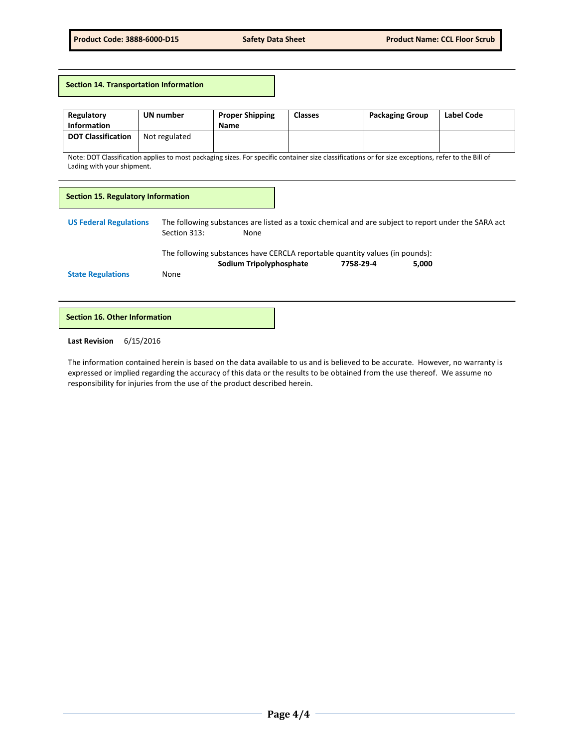## Section 14. Transportation Information

| Regulatory Information | UN number | Proper Shipping Name | Classes | Packaging Group | Label Code |
|---|---|---|---|---|---|
| **DOT Classification** | Not regulated | | | | |

Note: DOT Classification applies to most packaging sizes. For specific container size classifications or for size exceptions, refer to the Bill of Lading with your shipment.

## Section 15. Regulatory Information

**US Federal Regulations** The following substances are listed as a toxic chemical and are subject to report under the SARA act Section 313: None

The following substances have CERCLA reportable quantity values (in pounds):

| | | |
|---|---|---|
| **Sodium Tripolyphosphate** | **7758-29-4** | **5,000** |

**State Regulations** None

## Section 16. Other Information

**Last Revision** 6/15/2016

The information contained herein is based on the data available to us and is believed to be accurate. However, no warranty is expressed or implied regarding the accuracy of this data or the results to be obtained from the use thereof. We assume no responsibility for injuries from the use of the product described herein.